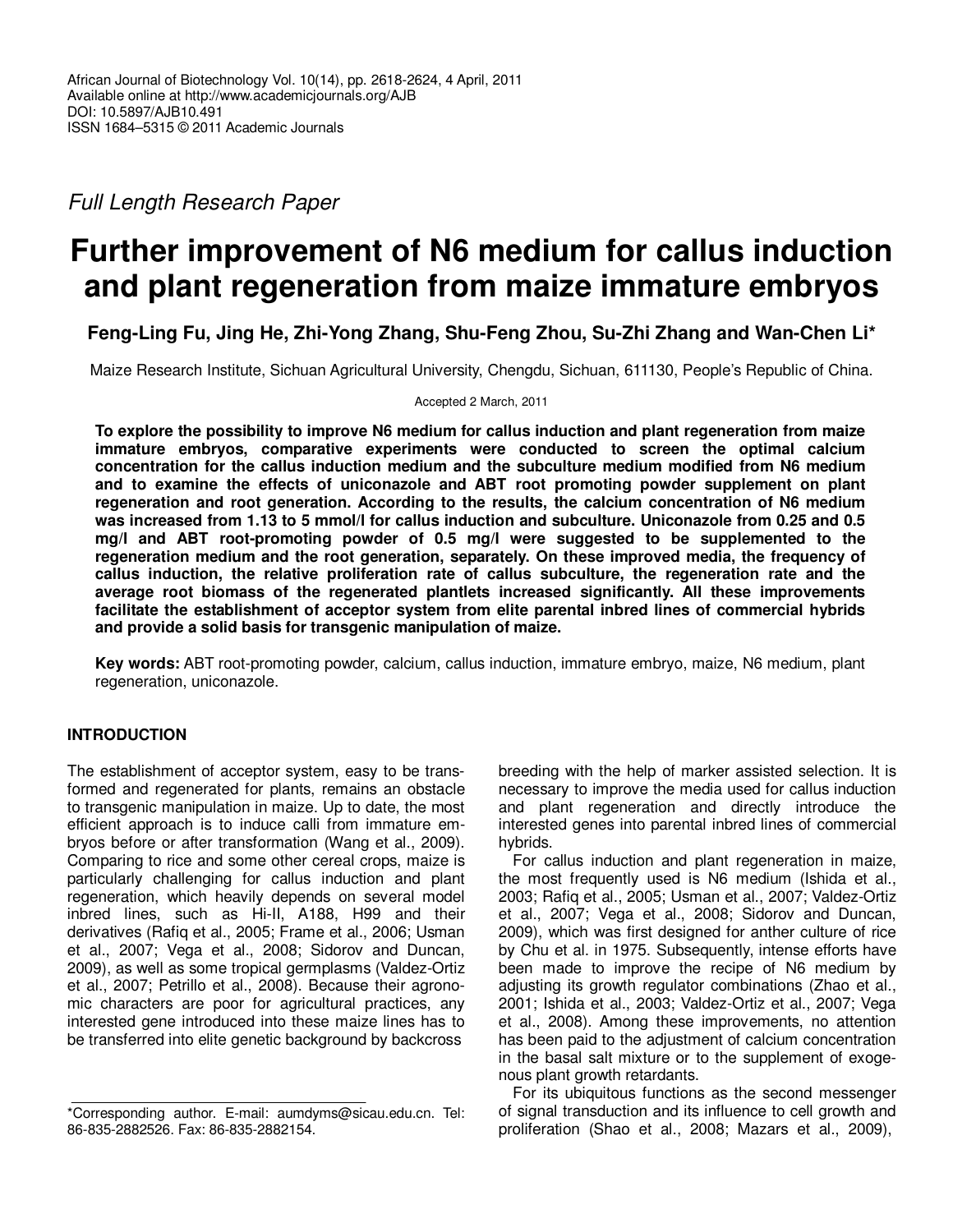African Journal of Biotechnology Vol. 10(14), pp. 2618-2624, 4 April, 2011
Available online at http://www.academicjournals.org/AJB
DOI: 10.5897/AJB10.491
ISSN 1684–5315 © 2011 Academic Journals

*Full Length Research Paper*

# Further improvement of N6 medium for callus induction and plant regeneration from maize immature embryos

**Feng-Ling Fu, Jing He, Zhi-Yong Zhang, Shu-Feng Zhou, Su-Zhi Zhang and Wan-Chen Li***

Maize Research Institute, Sichuan Agricultural University, Chengdu, Sichuan, 611130, People's Republic of China.

Accepted 2 March, 2011

**To explore the possibility to improve N6 medium for callus induction and plant regeneration from maize immature embryos, comparative experiments were conducted to screen the optimal calcium concentration for the callus induction medium and the subculture medium modified from N6 medium and to examine the effects of uniconazole and ABT root promoting powder supplement on plant regeneration and root generation. According to the results, the calcium concentration of N6 medium was increased from 1.13 to 5 mmol/l for callus induction and subculture. Uniconazole from 0.25 and 0.5 mg/l and ABT root-promoting powder of 0.5 mg/l were suggested to be supplemented to the regeneration medium and the root generation, separately. On these improved media, the frequency of callus induction, the relative proliferation rate of callus subculture, the regeneration rate and the average root biomass of the regenerated plantlets increased significantly. All these improvements facilitate the establishment of acceptor system from elite parental inbred lines of commercial hybrids and provide a solid basis for transgenic manipulation of maize.**

**Key words:** ABT root-promoting powder, calcium, callus induction, immature embryo, maize, N6 medium, plant regeneration, uniconazole.

## INTRODUCTION

The establishment of acceptor system, easy to be transformed and regenerated for plants, remains an obstacle to transgenic manipulation in maize. Up to date, the most efficient approach is to induce calli from immature embryos before or after transformation (Wang et al., 2009). Comparing to rice and some other cereal crops, maize is particularly challenging for callus induction and plant regeneration, which heavily depends on several model inbred lines, such as Hi-II, A188, H99 and their derivatives (Rafiq et al., 2005; Frame et al., 2006; Usman et al., 2007; Vega et al., 2008; Sidorov and Duncan, 2009), as well as some tropical germplasms (Valdez-Ortiz et al., 2007; Petrillo et al., 2008). Because their agronomic characters are poor for agricultural practices, any interested gene introduced into these maize lines has to be transferred into elite genetic background by backcross breeding with the help of marker assisted selection. It is necessary to improve the media used for callus induction and plant regeneration and directly introduce the interested genes into parental inbred lines of commercial hybrids.

For callus induction and plant regeneration in maize, the most frequently used is N6 medium (Ishida et al., 2003; Rafiq et al., 2005; Usman et al., 2007; Valdez-Ortiz et al., 2007; Vega et al., 2008; Sidorov and Duncan, 2009), which was first designed for anther culture of rice by Chu et al. in 1975. Subsequently, intense efforts have been made to improve the recipe of N6 medium by adjusting its growth regulator combinations (Zhao et al., 2001; Ishida et al., 2003; Valdez-Ortiz et al., 2007; Vega et al., 2008). Among these improvements, no attention has been paid to the adjustment of calcium concentration in the basal salt mixture or to the supplement of exogenous plant growth retardants.

For its ubiquitous functions as the second messenger of signal transduction and its influence to cell growth and proliferation (Shao et al., 2008; Mazars et al., 2009),

*Corresponding author. E-mail: aumdyms@sicau.edu.cn. Tel: 86-835-2882526. Fax: 86-835-2882154.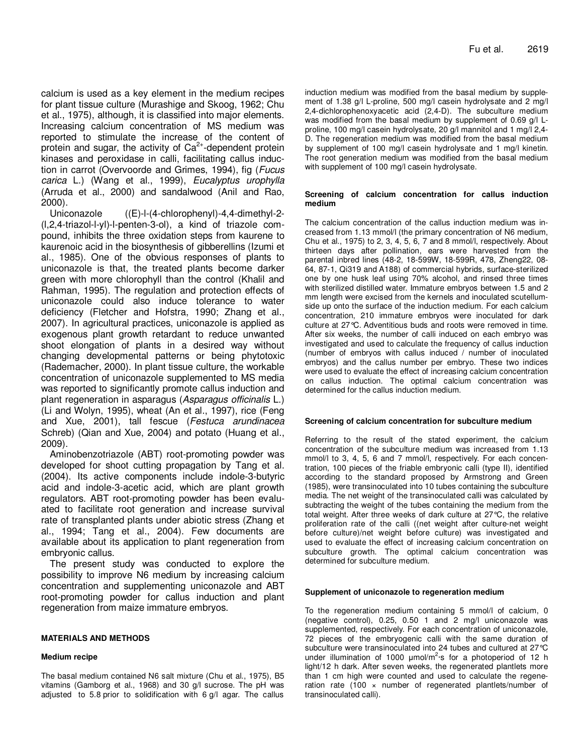calcium is used as a key element in the medium recipes for plant tissue culture (Murashige and Skoog, 1962; Chu et al., 1975), although, it is classified into major elements. Increasing calcium concentration of MS medium was reported to stimulate the increase of the content of protein and sugar, the activity of $Ca^{2+}$-dependent protein kinases and peroxidase in calli, facilitating callus induction in carrot (Overvoorde and Grimes, 1994), fig (*Fucus carica* L.) (Wang et al., 1999), *Eucalyptus urophylla* (Arruda et al., 2000) and sandalwood (Anil and Rao, 2000).

Uniconazole ((E)-l-(4-chlorophenyl)-4,4-dimethyl-2-(l,2,4-triazol-l-yl)-l-penten-3-ol), a kind of triazole compound, inhibits the three oxidation steps from kaurene to kaurenoic acid in the biosynthesis of gibberellins (Izumi et al., 1985). One of the obvious responses of plants to uniconazole is that, the treated plants become darker green with more chlorophyll than the control (Khalil and Rahman, 1995). The regulation and protection effects of uniconazole could also induce tolerance to water deficiency (Fletcher and Hofstra, 1990; Zhang et al., 2007). In agricultural practices, uniconazole is applied as exogenous plant growth retardant to reduce unwanted shoot elongation of plants in a desired way without changing developmental patterns or being phytotoxic (Rademacher, 2000). In plant tissue culture, the workable concentration of uniconazole supplemented to MS media was reported to significantly promote callus induction and plant regeneration in asparagus (*Asparagus officinalis* L.) (Li and Wolyn, 1995), wheat (An et al., 1997), rice (Feng and Xue, 2001), tall fescue (*Festuca arundinacea* Schreb) (Qian and Xue, 2004) and potato (Huang et al., 2009).

Aminobenzotriazole (ABT) root-promoting powder was developed for shoot cutting propagation by Tang et al. (2004). Its active components include indole-3-butyric acid and indole-3-acetic acid, which are plant growth regulators. ABT root-promoting powder has been evaluated to facilitate root generation and increase survival rate of transplanted plants under abiotic stress (Zhang et al., 1994; Tang et al., 2004). Few documents are available about its application to plant regeneration from embryonic callus.

The present study was conducted to explore the possibility to improve N6 medium by increasing calcium concentration and supplementing uniconazole and ABT root-promoting powder for callus induction and plant regeneration from maize immature embryos.

## MATERIALS AND METHODS

### Medium recipe

The basal medium contained N6 salt mixture (Chu et al., 1975), B5 vitamins (Gamborg et al., 1968) and 30 g/l sucrose. The pH was adjusted to 5.8 prior to solidification with 6 g/l agar. The callus induction medium was modified from the basal medium by supplement of 1.38 g/l L-proline, 500 mg/l casein hydrolysate and 2 mg/l 2,4-dichlorophenoxyacetic acid (2,4-D). The subculture medium was modified from the basal medium by supplement of 0.69 g/l L-proline, 100 mg/l casein hydrolysate, 20 g/l mannitol and 1 mg/l 2,4-D. The regeneration medium was modified from the basal medium by supplement of 100 mg/l casein hydrolysate and 1 mg/l kinetin. The root generation medium was modified from the basal medium with supplement of 100 mg/l casein hydrolysate.

### Screening of calcium concentration for callus induction medium

The calcium concentration of the callus induction medium was increased from 1.13 mmol/l (the primary concentration of N6 medium, Chu et al., 1975) to 2, 3, 4, 5, 6, 7 and 8 mmol/l, respectively. About thirteen days after pollination, ears were harvested from the parental inbred lines (48-2, 18-599W, 18-599R, 478, Zheng22, 08-64, 87-1, Qi319 and A188) of commercial hybrids, surface-sterilized one by one husk leaf using 70% alcohol, and rinsed three times with sterilized distilled water. Immature embryos between 1.5 and 2 mm length were excised from the kernels and inoculated scutellum-side up onto the surface of the induction medium. For each calcium concentration, 210 immature embryos were inoculated for dark culture at 27°C. Adventitious buds and roots were removed in time. After six weeks, the number of calli induced on each embryo was investigated and used to calculate the frequency of callus induction (number of embryos with callus induced / number of inoculated embryos) and the callus number per embryo. These two indices were used to evaluate the effect of increasing calcium concentration on callus induction. The optimal calcium concentration was determined for the callus induction medium.

### Screening of calcium concentration for subculture medium

Referring to the result of the stated experiment, the calcium concentration of the subculture medium was increased from 1.13 mmol/l to 3, 4, 5, 6 and 7 mmol/l, respectively. For each concentration, 100 pieces of the friable embryonic calli (type II), identified according to the standard proposed by Armstrong and Green (1985), were transinoculated into 10 tubes containing the subculture media. The net weight of the transinoculated calli was calculated by subtracting the weight of the tubes containing the medium from the total weight. After three weeks of dark culture at 27°C, the relative proliferation rate of the calli ((net weight after culture-net weight before culture)/net weight before culture) was investigated and used to evaluate the effect of increasing calcium concentration on subculture growth. The optimal calcium concentration was determined for subculture medium.

### Supplement of uniconazole to regeneration medium

To the regeneration medium containing 5 mmol/l of calcium, 0 (negative control), 0.25, 0.50 1 and 2 mg/l uniconazole was supplemented, respectively. For each concentration of uniconazole, 72 pieces of the embryogenic calli with the same duration of subculture were transinoculated into 24 tubes and cultured at 27°C under illumination of 1000 $\mu mol/m^2 \cdot s$ for a photoperiod of 12 h light/12 h dark. After seven weeks, the regenerated plantlets more than 1 cm high were counted and used to calculate the regeneration rate (100 × number of regenerated plantlets/number of transinoculated calli).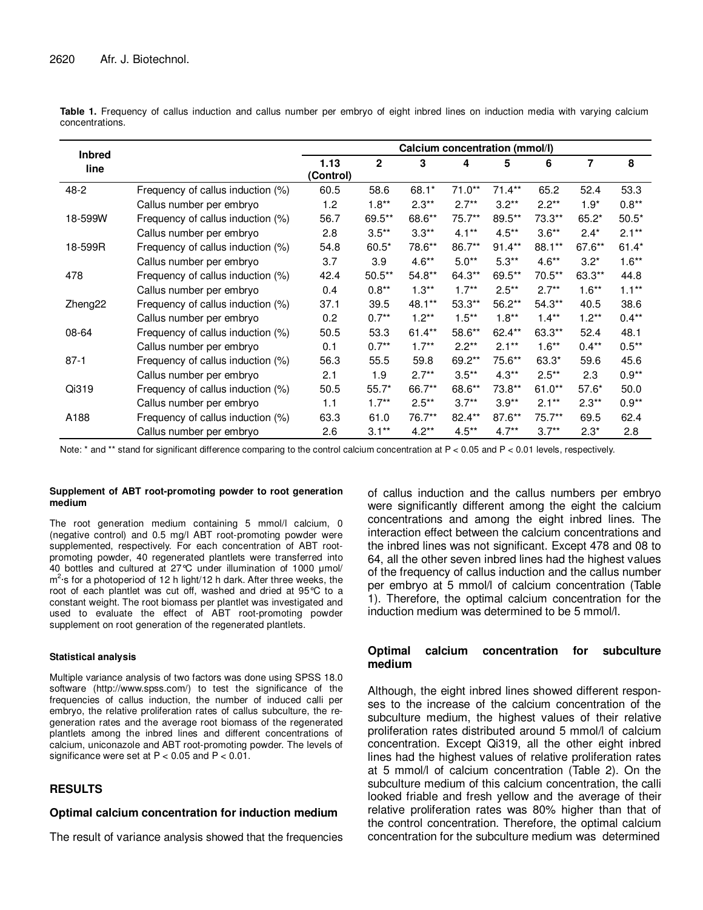**Table 1.** Frequency of callus induction and callus number per embryo of eight inbred lines on induction media with varying calcium concentrations.

| Inbred line | | Calcium concentration (mmol/l) | | | | | | | |
|---|---|---|---|---|---|---|---|---|---|
| | | 1.13 (Control) | 2 | 3 | 4 | 5 | 6 | 7 | 8 |
| 48-2 | Frequency of callus induction (%) | 60.5 | 58.6 | 68.1* | 71.0** | 71.4** | 65.2 | 52.4 | 53.3 |
| | Callus number per embryo | 1.2 | 1.8** | 2.3** | 2.7** | 3.2** | 2.2** | 1.9* | 0.8** |
| 18-599W | Frequency of callus induction (%) | 56.7 | 69.5** | 68.6** | 75.7** | 89.5** | 73.3** | 65.2* | 50.5* |
| | Callus number per embryo | 2.8 | 3.5** | 3.3** | 4.1** | 4.5** | 3.6** | 2.4* | 2.1** |
| 18-599R | Frequency of callus induction (%) | 54.8 | 60.5* | 78.6** | 86.7** | 91.4** | 88.1** | 67.6** | 61.4* |
| | Callus number per embryo | 3.7 | 3.9 | 4.6** | 5.0** | 5.3** | 4.6** | 3.2* | 1.6** |
| 478 | Frequency of callus induction (%) | 42.4 | 50.5** | 54.8** | 64.3** | 69.5** | 70.5** | 63.3** | 44.8 |
| | Callus number per embryo | 0.4 | 0.8** | 1.3** | 1.7** | 2.5** | 2.7** | 1.6** | 1.1** |
| Zheng22 | Frequency of callus induction (%) | 37.1 | 39.5 | 48.1** | 53.3** | 56.2** | 54.3** | 40.5 | 38.6 |
| | Callus number per embryo | 0.2 | 0.7** | 1.2** | 1.5** | 1.8** | 1.4** | 1.2** | 0.4** |
| 08-64 | Frequency of callus induction (%) | 50.5 | 53.3 | 61.4** | 58.6** | 62.4** | 63.3** | 52.4 | 48.1 |
| | Callus number per embryo | 0.1 | 0.7** | 1.7** | 2.2** | 2.1** | 1.6** | 0.4** | 0.5** |
| 87-1 | Frequency of callus induction (%) | 56.3 | 55.5 | 59.8 | 69.2** | 75.6** | 63.3* | 59.6 | 45.6 |
| | Callus number per embryo | 2.1 | 1.9 | 2.7** | 3.5** | 4.3** | 2.5** | 2.3 | 0.9** |
| Qi319 | Frequency of callus induction (%) | 50.5 | 55.7* | 66.7** | 68.6** | 73.8** | 61.0** | 57.6* | 50.0 |
| | Callus number per embryo | 1.1 | 1.7** | 2.5** | 3.7** | 3.9** | 2.1** | 2.3** | 0.9** |
| A188 | Frequency of callus induction (%) | 63.3 | 61.0 | 76.7** | 82.4** | 87.6** | 75.7** | 69.5 | 62.4 |
| | Callus number per embryo | 2.6 | 3.1** | 4.2** | 4.5** | 4.7** | 3.7** | 2.3* | 2.8 |

Note: * and ** stand for significant difference comparing to the control calcium concentration at $P < 0.05$ and $P < 0.01$ levels, respectively.

#### Supplement of ABT root-promoting powder to root generation medium

The root generation medium containing 5 mmol/l calcium, 0 (negative control) and 0.5 mg/l ABT root-promoting powder were supplemented, respectively. For each concentration of ABT root-promoting powder, 40 regenerated plantlets were transferred into 40 bottles and cultured at 27°C under illumination of 1000 μmol/ $m^2$·s for a photoperiod of 12 h light/12 h dark. After three weeks, the root of each plantlet was cut off, washed and dried at 95°C to a constant weight. The root biomass per plantlet was investigated and used to evaluate the effect of ABT root-promoting powder supplement on root generation of the regenerated plantlets.

#### Statistical analysis

Multiple variance analysis of two factors was done using SPSS 18.0 software (http://www.spss.com/) to test the significance of the frequencies of callus induction, the number of induced calli per embryo, the relative proliferation rates of callus subculture, the regeneration rates and the average root biomass of the regenerated plantlets among the inbred lines and different concentrations of calcium, uniconazole and ABT root-promoting powder. The levels of significance were set at $P < 0.05$ and $P < 0.01$.

## RESULTS

### Optimal calcium concentration for induction medium

The result of variance analysis showed that the frequencies of callus induction and the callus numbers per embryo were significantly different among the eight the calcium concentrations and among the eight inbred lines. The interaction effect between the calcium concentrations and the inbred lines was not significant. Except 478 and 08 to 64, all the other seven inbred lines had the highest values of the frequency of callus induction and the callus number per embryo at 5 mmol/l of calcium concentration (Table 1). Therefore, the optimal calcium concentration for the induction medium was determined to be 5 mmol/l.

### Optimal calcium concentration for subculture medium

Although, the eight inbred lines showed different responses to the increase of the calcium concentration of the subculture medium, the highest values of their relative proliferation rates distributed around 5 mmol/l of calcium concentration. Except Qi319, all the other eight inbred lines had the highest values of relative proliferation rates at 5 mmol/l of calcium concentration (Table 2). On the subculture medium of this calcium concentration, the calli looked friable and fresh yellow and the average of their relative proliferation rates was 80% higher than that of the control concentration. Therefore, the optimal calcium concentration for the subculture medium was determined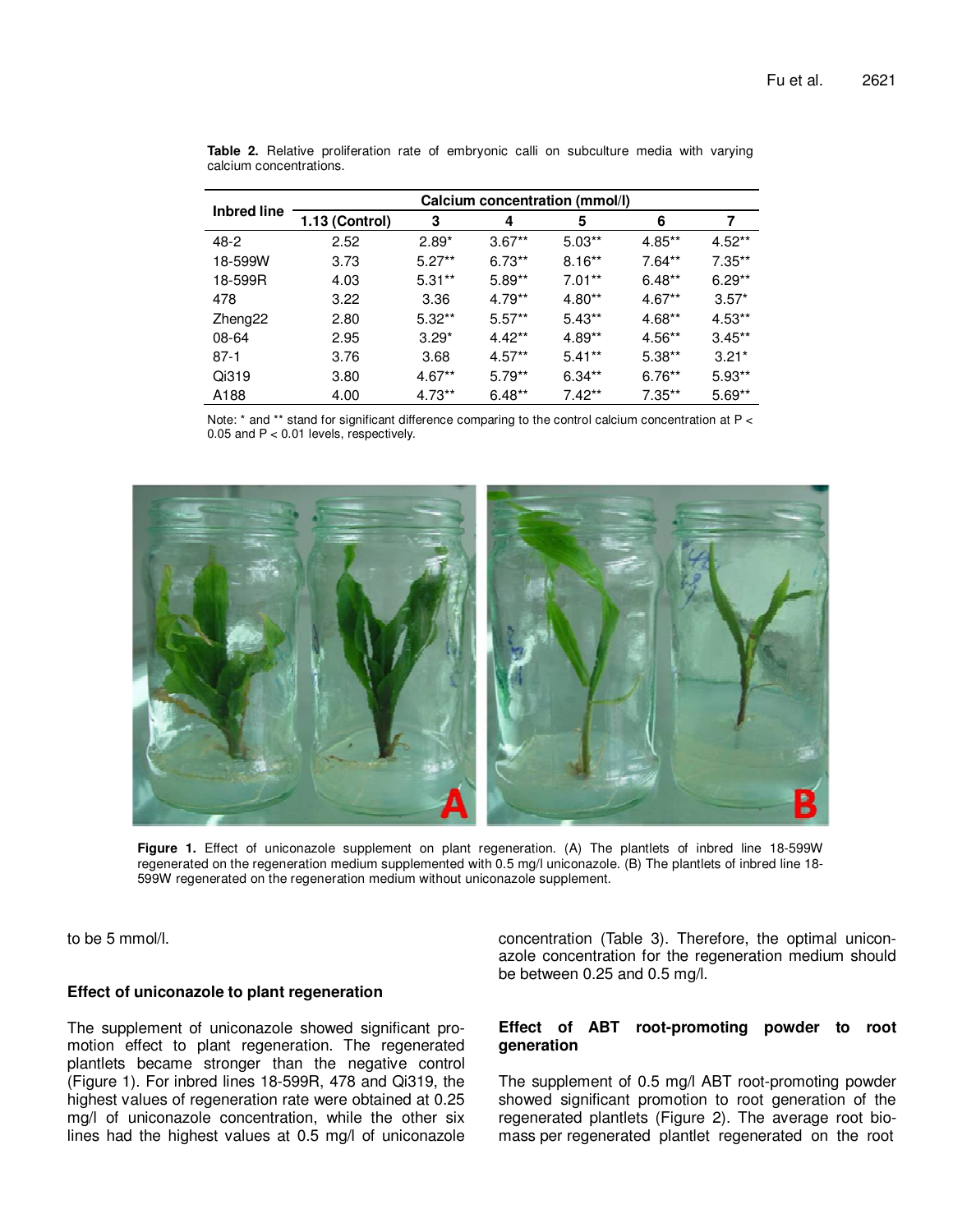**Table 2.** Relative proliferation rate of embryonic calli on subculture media with varying calcium concentrations.

| Inbred line | Calcium concentration (mmol/l) | | | | | |
|---|---|---|---|---|---|---|
| | 1.13 (Control) | 3 | 4 | 5 | 6 | 7 |
| 48-2 | 2.52 | 2.89* | 3.67** | 5.03** | 4.85** | 4.52** |
| 18-599W | 3.73 | 5.27** | 6.73** | 8.16** | 7.64** | 7.35** |
| 18-599R | 4.03 | 5.31** | 5.89** | 7.01** | 6.48** | 6.29** |
| 478 | 3.22 | 3.36 | 4.79** | 4.80** | 4.67** | 3.57* |
| Zheng22 | 2.80 | 5.32** | 5.57** | 5.43** | 4.68** | 4.53** |
| 08-64 | 2.95 | 3.29* | 4.42** | 4.89** | 4.56** | 3.45** |
| 87-1 | 3.76 | 3.68 | 4.57** | 5.41** | 5.38** | 3.21* |
| Qi319 | 3.80 | 4.67** | 5.79** | 6.34** | 6.76** | 5.93** |
| A188 | 4.00 | 4.73** | 6.48** | 7.42** | 7.35** | 5.69** |

Note: * and ** stand for significant difference comparing to the control calcium concentration at $P < 0.05$ and $P < 0.01$ levels, respectively.

**Figure 1.** Effect of uniconazole supplement on plant regeneration. (A) The plantlets of inbred line 18-599W regenerated on the regeneration medium supplemented with 0.5 mg/l uniconazole. (B) The plantlets of inbred line 18-599W regenerated on the regeneration medium without uniconazole supplement.

to be 5 mmol/l.

## Effect of uniconazole to plant regeneration

The supplement of uniconazole showed significant promotion effect to plant regeneration. The regenerated plantlets became stronger than the negative control (Figure 1). For inbred lines 18-599R, 478 and Qi319, the highest values of regeneration rate were obtained at 0.25 mg/l of uniconazole concentration, while the other six lines had the highest values at 0.5 mg/l of uniconazole concentration (Table 3). Therefore, the optimal uniconazole concentration for the regeneration medium should be between 0.25 and 0.5 mg/l.

## Effect of ABT root-promoting powder to root generation

The supplement of 0.5 mg/l ABT root-promoting powder showed significant promotion to root generation of the regenerated plantlets (Figure 2). The average root biomass per regenerated plantlet regenerated on the root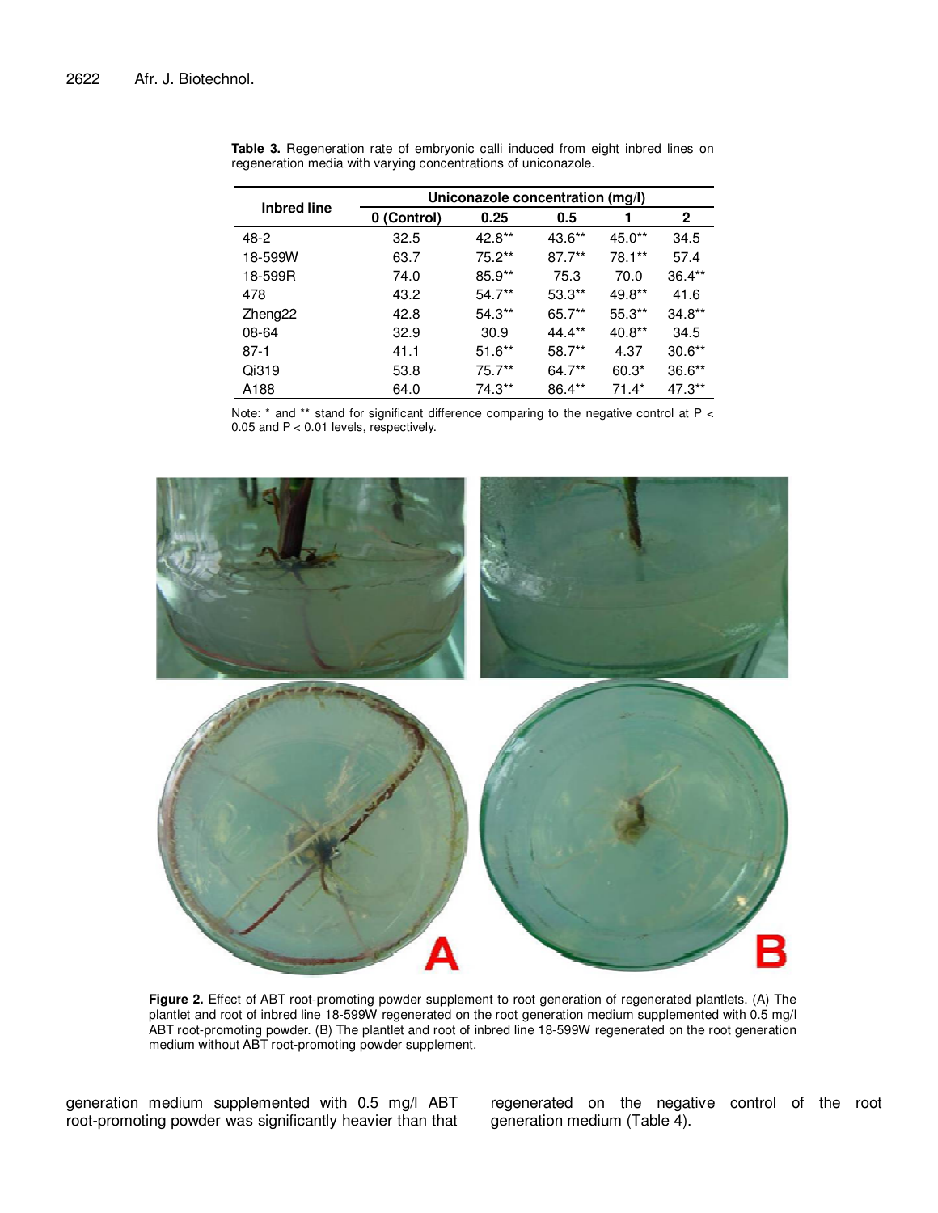**Table 3.** Regeneration rate of embryonic calli induced from eight inbred lines on regeneration media with varying concentrations of uniconazole.

| Inbred line | Uniconazole concentration (mg/l) | | | | |
|---|---|---|---|---|---|
| | 0 (Control) | 0.25 | 0.5 | 1 | 2 |
| 48-2 | 32.5 | 42.8** | 43.6** | 45.0** | 34.5 |
| 18-599W | 63.7 | 75.2** | 87.7** | 78.1** | 57.4 |
| 18-599R | 74.0 | 85.9** | 75.3 | 70.0 | 36.4** |
| 478 | 43.2 | 54.7** | 53.3** | 49.8** | 41.6 |
| Zheng22 | 42.8 | 54.3** | 65.7** | 55.3** | 34.8** |
| 08-64 | 32.9 | 30.9 | 44.4** | 40.8** | 34.5 |
| 87-1 | 41.1 | 51.6** | 58.7** | 4.37 | 30.6** |
| Qi319 | 53.8 | 75.7** | 64.7** | 60.3* | 36.6** |
| A188 | 64.0 | 74.3** | 86.4** | 71.4* | 47.3** |

Note: * and ** stand for significant difference comparing to the negative control at $P < 0.05$ and $P < 0.01$ levels, respectively.

**Figure 2.** Effect of ABT root-promoting powder supplement to root generation of regenerated plantlets. (A) The plantlet and root of inbred line 18-599W regenerated on the root generation medium supplemented with 0.5 mg/l ABT root-promoting powder. (B) The plantlet and root of inbred line 18-599W regenerated on the root generation medium without ABT root-promoting powder supplement.

generation medium supplemented with 0.5 mg/l ABT root-promoting powder was significantly heavier than that regenerated on the negative control of the root generation medium (Table 4).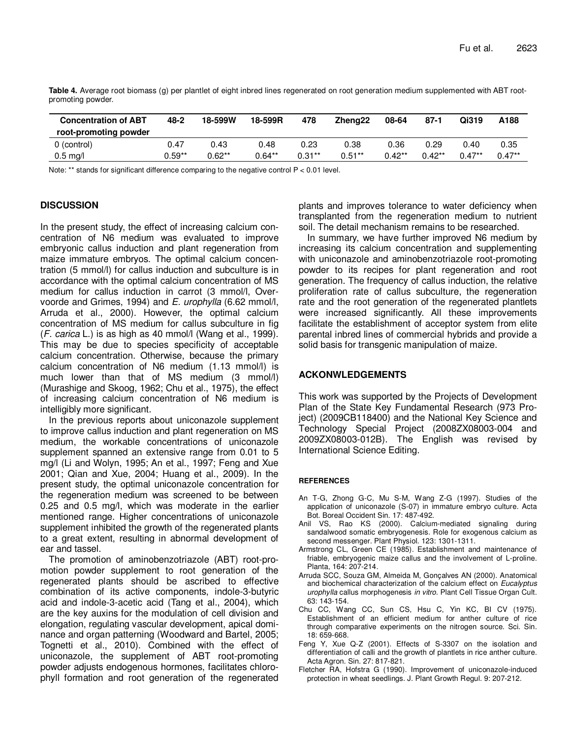**Table 4.** Average root biomass (g) per plantlet of eight inbred lines regenerated on root generation medium supplemented with ABT root-promoting powder.

| Concentration of ABT root-promoting powder | 48-2 | 18-599W | 18-599R | 478 | Zheng22 | 08-64 | 87-1 | Qi319 | A188 |
|---|---|---|---|---|---|---|---|---|---|
| 0 (control) | 0.47 | 0.43 | 0.48 | 0.23 | 0.38 | 0.36 | 0.29 | 0.40 | 0.35 |
| 0.5 mg/l | 0.59** | 0.62** | 0.64** | 0.31** | 0.51** | 0.42** | 0.42** | 0.47** | 0.47** |

Note: ** stands for significant difference comparing to the negative control P < 0.01 level.

## DISCUSSION

In the present study, the effect of increasing calcium concentration of N6 medium was evaluated to improve embryonic callus induction and plant regeneration from maize immature embryos. The optimal calcium concentration (5 mmol/l) for callus induction and subculture is in accordance with the optimal calcium concentration of MS medium for callus induction in carrot (3 mmol/l, Overvoorde and Grimes, 1994) and *E. urophylla* (6.62 mmol/l, Arruda et al., 2000). However, the optimal calcium concentration of MS medium for callus subculture in fig (*F. carica* L.) is as high as 40 mmol/l (Wang et al., 1999). This may be due to species specificity of acceptable calcium concentration. Otherwise, because the primary calcium concentration of N6 medium (1.13 mmol/l) is much lower than that of MS medium (3 mmol/l) (Murashige and Skoog, 1962; Chu et al., 1975), the effect of increasing calcium concentration of N6 medium is intelligibly more significant.

In the previous reports about uniconazole supplement to improve callus induction and plant regeneration on MS medium, the workable concentrations of uniconazole supplement spanned an extensive range from 0.01 to 5 mg/l (Li and Wolyn, 1995; An et al., 1997; Feng and Xue 2001; Qian and Xue, 2004; Huang et al., 2009). In the present study, the optimal uniconazole concentration for the regeneration medium was screened to be between 0.25 and 0.5 mg/l, which was moderate in the earlier mentioned range. Higher concentrations of uniconazole supplement inhibited the growth of the regenerated plants to a great extent, resulting in abnormal development of ear and tassel.

The promotion of aminobenzotriazole (ABT) root-promotion powder supplement to root generation of the regenerated plants should be ascribed to effective combination of its active components, indole-3-butyric acid and indole-3-acetic acid (Tang et al., 2004), which are the key auxins for the modulation of cell division and elongation, regulating vascular development, apical dominance and organ patterning (Woodward and Bartel, 2005; Tognetti et al., 2010). Combined with the effect of uniconazole, the supplement of ABT root-promoting powder adjusts endogenous hormones, facilitates chlorophyll formation and root generation of the regenerated plants and improves tolerance to water deficiency when transplanted from the regeneration medium to nutrient soil. The detail mechanism remains to be researched.

In summary, we have further improved N6 medium by increasing its calcium concentration and supplementing with uniconazole and aminobenzotriazole root-promoting powder to its recipes for plant regeneration and root generation. The frequency of callus induction, the relative proliferation rate of callus subculture, the regeneration rate and the root generation of the regenerated plantlets were increased significantly. All these improvements facilitate the establishment of acceptor system from elite parental inbred lines of commercial hybrids and provide a solid basis for transgenic manipulation of maize.

## ACKONWLEDGEMENTS

This work was supported by the Projects of Development Plan of the State Key Fundamental Research (973 Project) (2009CB118400) and the National Key Science and Technology Special Project (2008ZX08003-004 and 2009ZX08003-012B). The English was revised by International Science Editing.

## REFERENCES

An T-G, Zhong G-C, Mu S-M, Wang Z-G (1997). Studies of the application of uniconazole (S-07) in immature embryo culture. Acta Bot. Boreal Occident Sin. 17: 487-492.

Anil VS, Rao KS (2000). Calcium-mediated signaling during sandalwood somatic embryogenesis. Role for exogenous calcium as second messenger. Plant Physiol. 123: 1301-1311.

Armstrong CL, Green CE (1985). Establishment and maintenance of friable, embryogenic maize callus and the involvement of L-proline. Planta, 164: 207-214.

Arruda SCC, Souza GM, Almeida M, Gonçalves AN (2000). Anatomical and biochemical characterization of the calcium effect on *Eucalyptus urophylla* callus morphogenesis *in vitro*. Plant Cell Tissue Organ Cult. 63: 143-154.

Chu CC, Wang CC, Sun CS, Hsu C, Yin KC, BI CV (1975). Establishment of an efficient medium for anther culture of rice through comparative experiments on the nitrogen source. Sci. Sin. 18: 659-668.

Feng Y, Xue Q-Z (2001). Effects of S-3307 on the isolation and differentiation of calli and the growth of plantlets in rice anther culture. Acta Agron. Sin. 27: 817-821.

Fletcher RA, Hofstra G (1990). Improvement of uniconazole-induced protection in wheat seedlings. J. Plant Growth Regul. 9: 207-212.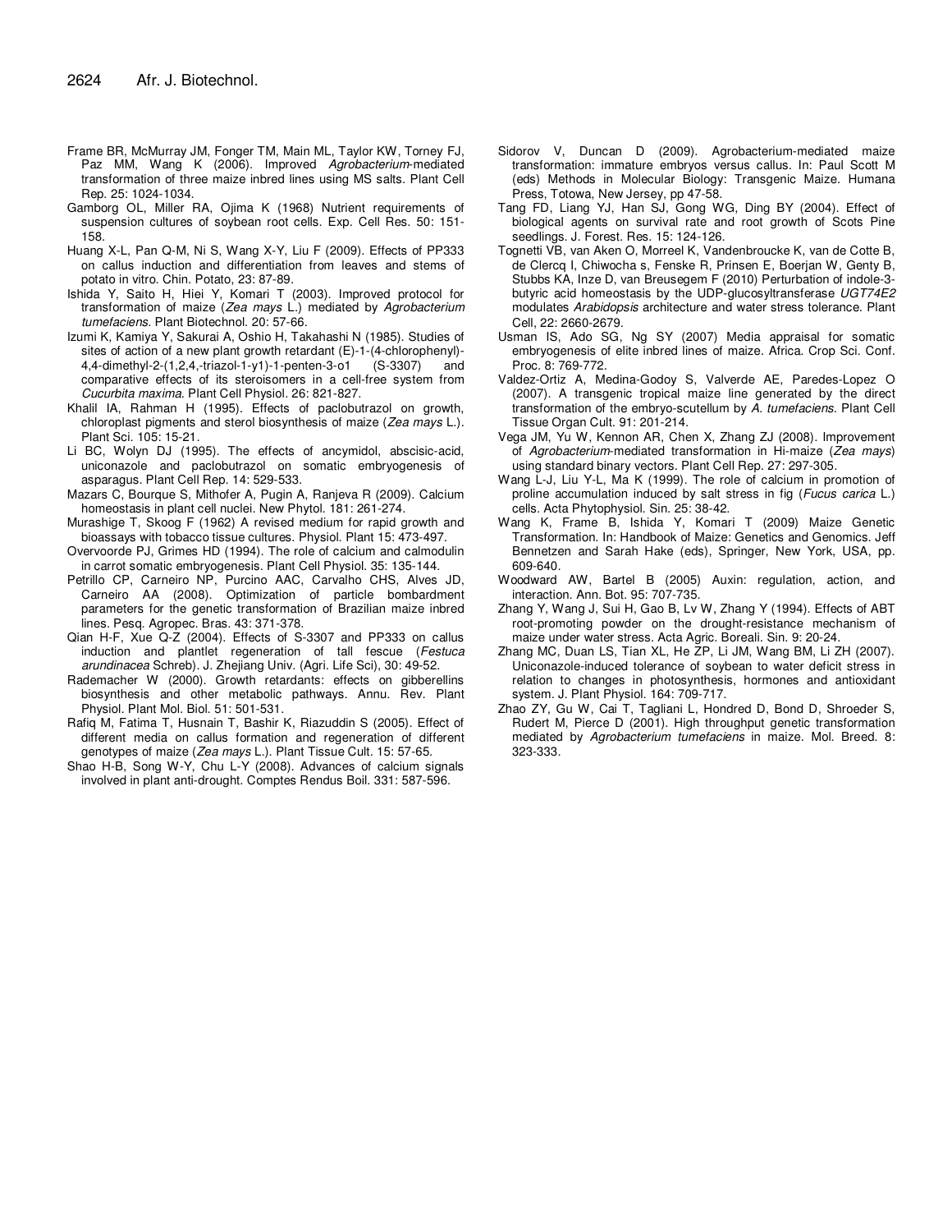Frame BR, McMurray JM, Fonger TM, Main ML, Taylor KW, Torney FJ, Paz MM, Wang K (2006). Improved *Agrobacterium*-mediated transformation of three maize inbred lines using MS salts. Plant Cell Rep. 25: 1024-1034.

Gamborg OL, Miller RA, Ojima K (1968) Nutrient requirements of suspension cultures of soybean root cells. Exp. Cell Res. 50: 151-158.

Huang X-L, Pan Q-M, Ni S, Wang X-Y, Liu F (2009). Effects of PP333 on callus induction and differentiation from leaves and stems of potato in vitro. Chin. Potato, 23: 87-89.

Ishida Y, Saito H, Hiei Y, Komari T (2003). Improved protocol for transformation of maize (*Zea mays* L.) mediated by *Agrobacterium tumefaciens*. Plant Biotechnol. 20: 57-66.

Izumi K, Kamiya Y, Sakurai A, Oshio H, Takahashi N (1985). Studies of sites of action of a new plant growth retardant (E)-1-(4-chlorophenyl)-4,4-dimethyl-2-(1,2,4,-triazol-1-y1)-1-penten-3-o1 (S-3307) and comparative effects of its steroisomers in a cell-free system from *Cucurbita maxima*. Plant Cell Physiol. 26: 821-827.

Khalil IA, Rahman H (1995). Effects of paclobutrazol on growth, chloroplast pigments and sterol biosynthesis of maize (*Zea mays* L.). Plant Sci. 105: 15-21.

Li BC, Wolyn DJ (1995). The effects of ancymidol, abscisic-acid, uniconazole and paclobutrazol on somatic embryogenesis of asparagus. Plant Cell Rep. 14: 529-533.

Mazars C, Bourque S, Mithofer A, Pugin A, Ranjeva R (2009). Calcium homeostasis in plant cell nuclei. New Phytol. 181: 261-274.

Murashige T, Skoog F (1962) A revised medium for rapid growth and bioassays with tobacco tissue cultures. Physiol. Plant 15: 473-497.

Overvoorde PJ, Grimes HD (1994). The role of calcium and calmodulin in carrot somatic embryogenesis. Plant Cell Physiol. 35: 135-144.

Petrillo CP, Carneiro NP, Purcino AAC, Carvalho CHS, Alves JD, Carneiro AA (2008). Optimization of particle bombardment parameters for the genetic transformation of Brazilian maize inbred lines. Pesq. Agropec. Bras. 43: 371-378.

Qian H-F, Xue Q-Z (2004). Effects of S-3307 and PP333 on callus induction and plantlet regeneration of tall fescue (*Festuca arundinacea* Schreb). J. Zhejiang Univ. (Agri. Life Sci), 30: 49-52.

Rademacher W (2000). Growth retardants: effects on gibberellins biosynthesis and other metabolic pathways. Annu. Rev. Plant Physiol. Plant Mol. Biol. 51: 501-531.

Rafiq M, Fatima T, Husnain T, Bashir K, Riazuddin S (2005). Effect of different media on callus formation and regeneration of different genotypes of maize (*Zea mays* L.). Plant Tissue Cult. 15: 57-65.

Shao H-B, Song W-Y, Chu L-Y (2008). Advances of calcium signals involved in plant anti-drought. Comptes Rendus Boil. 331: 587-596.

Sidorov V, Duncan D (2009). Agrobacterium-mediated maize transformation: immature embryos versus callus. In: Paul Scott M (eds) Methods in Molecular Biology: Transgenic Maize. Humana Press, Totowa, New Jersey, pp 47-58.

Tang FD, Liang YJ, Han SJ, Gong WG, Ding BY (2004). Effect of biological agents on survival rate and root growth of Scots Pine seedlings. J. Forest. Res. 15: 124-126.

Tognetti VB, van Aken O, Morreel K, Vandenbroucke K, van de Cotte B, de Clercq I, Chiwocha s, Fenske R, Prinsen E, Boerjan W, Genty B, Stubbs KA, Inze D, van Breusegem F (2010) Perturbation of indole-3-butyric acid homeostasis by the UDP-glucosyltransferase *UGT74E2* modulates *Arabidopsis* architecture and water stress tolerance. Plant Cell, 22: 2660-2679.

Usman IS, Ado SG, Ng SY (2007) Media appraisal for somatic embryogenesis of elite inbred lines of maize. Africa. Crop Sci. Conf. Proc. 8: 769-772.

Valdez-Ortiz A, Medina-Godoy S, Valverde AE, Paredes-Lopez O (2007). A transgenic tropical maize line generated by the direct transformation of the embryo-scutellum by *A. tumefaciens*. Plant Cell Tissue Organ Cult. 91: 201-214.

Vega JM, Yu W, Kennon AR, Chen X, Zhang ZJ (2008). Improvement of *Agrobacterium*-mediated transformation in Hi-maize (*Zea mays*) using standard binary vectors. Plant Cell Rep. 27: 297-305.

Wang L-J, Liu Y-L, Ma K (1999). The role of calcium in promotion of proline accumulation induced by salt stress in fig (*Fucus carica* L.) cells. Acta Phytophysiol. Sin. 25: 38-42.

Wang K, Frame B, Ishida Y, Komari T (2009) Maize Genetic Transformation. In: Handbook of Maize: Genetics and Genomics. Jeff Bennetzen and Sarah Hake (eds), Springer, New York, USA, pp. 609-640.

Woodward AW, Bartel B (2005) Auxin: regulation, action, and interaction. Ann. Bot. 95: 707-735.

Zhang Y, Wang J, Sui H, Gao B, Lv W, Zhang Y (1994). Effects of ABT root-promoting powder on the drought-resistance mechanism of maize under water stress. Acta Agric. Boreali. Sin. 9: 20-24.

Zhang MC, Duan LS, Tian XL, He ZP, Li JM, Wang BM, Li ZH (2007). Uniconazole-induced tolerance of soybean to water deficit stress in relation to changes in photosynthesis, hormones and antioxidant system. J. Plant Physiol. 164: 709-717.

Zhao ZY, Gu W, Cai T, Tagliani L, Hondred D, Bond D, Shroeder S, Rudert M, Pierce D (2001). High throughput genetic transformation mediated by *Agrobacterium tumefaciens* in maize. Mol. Breed. 8: 323-333.